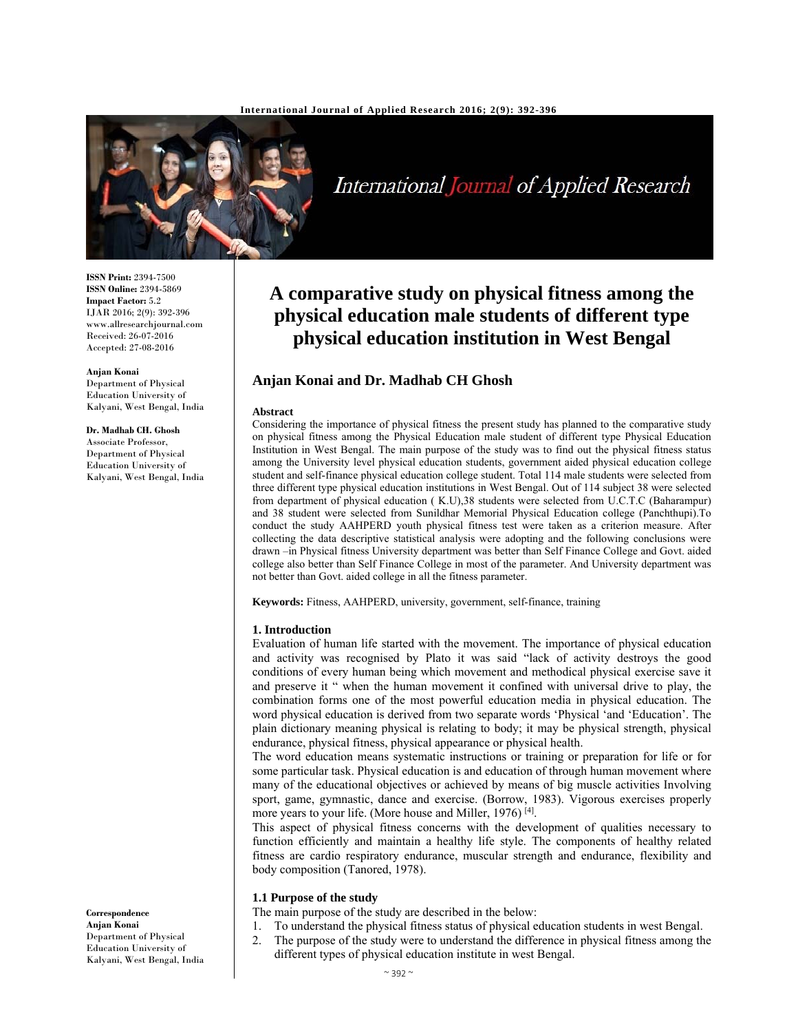**ISSN Print:** 2394-7500
**ISSN Online:** 2394-5869
**Impact Factor:** 5.2
IJAR 2016; 2(9): 392-396
www.allresearchjournal.com
Received: 26-07-2016
Accepted: 27-08-2016

**Anjan Konai**
Department of Physical Education University of Kalyani, West Bengal, India

**Dr. Madhab CH. Ghosh**
Associate Professor, Department of Physical Education University of Kalyani, West Bengal, India

**Correspondence**
**Anjan Konai**
Department of Physical Education University of Kalyani, West Bengal, India

# A comparative study on physical fitness among the physical education male students of different type physical education institution in West Bengal

## Anjan Konai and Dr. Madhab CH Ghosh

**Abstract**

Considering the importance of physical fitness the present study has planned to the comparative study on physical fitness among the Physical Education male student of different type Physical Education Institution in West Bengal. The main purpose of the study was to find out the physical fitness status among the University level physical education students, government aided physical education college student and self-finance physical education college student. Total 114 male students were selected from three different type physical education institutions in West Bengal. Out of 114 subject 38 were selected from department of physical education ( K.U),38 students were selected from U.C.T.C (Baharampur) and 38 student were selected from Sunildhar Memorial Physical Education college (Panchthupi).To conduct the study AAHPERD youth physical fitness test were taken as a criterion measure. After collecting the data descriptive statistical analysis were adopting and the following conclusions were drawn –in Physical fitness University department was better than Self Finance College and Govt. aided college also better than Self Finance College in most of the parameter. And University department was not better than Govt. aided college in all the fitness parameter.

**Keywords:** Fitness, AAHPERD, university, government, self-finance, training

### 1. Introduction

Evaluation of human life started with the movement. The importance of physical education and activity was recognised by Plato it was said "lack of activity destroys the good conditions of every human being which movement and methodical physical exercise save it and preserve it " when the human movement it confined with universal drive to play, the combination forms one of the most powerful education media in physical education. The word physical education is derived from two separate words 'Physical 'and 'Education'. The plain dictionary meaning physical is relating to body; it may be physical strength, physical endurance, physical fitness, physical appearance or physical health.

The word education means systematic instructions or training or preparation for life or for some particular task. Physical education is and education of through human movement where many of the educational objectives or achieved by means of big muscle activities Involving sport, game, gymnastic, dance and exercise. (Borrow, 1983). Vigorous exercises properly more years to your life. (More house and Miller, 1976) [4].

This aspect of physical fitness concerns with the development of qualities necessary to function efficiently and maintain a healthy life style. The components of healthy related fitness are cardio respiratory endurance, muscular strength and endurance, flexibility and body composition (Tanored, 1978).

### 1.1 Purpose of the study

The main purpose of the study are described in the below:

1. To understand the physical fitness status of physical education students in west Bengal.
2. The purpose of the study were to understand the difference in physical fitness among the different types of physical education institute in west Bengal.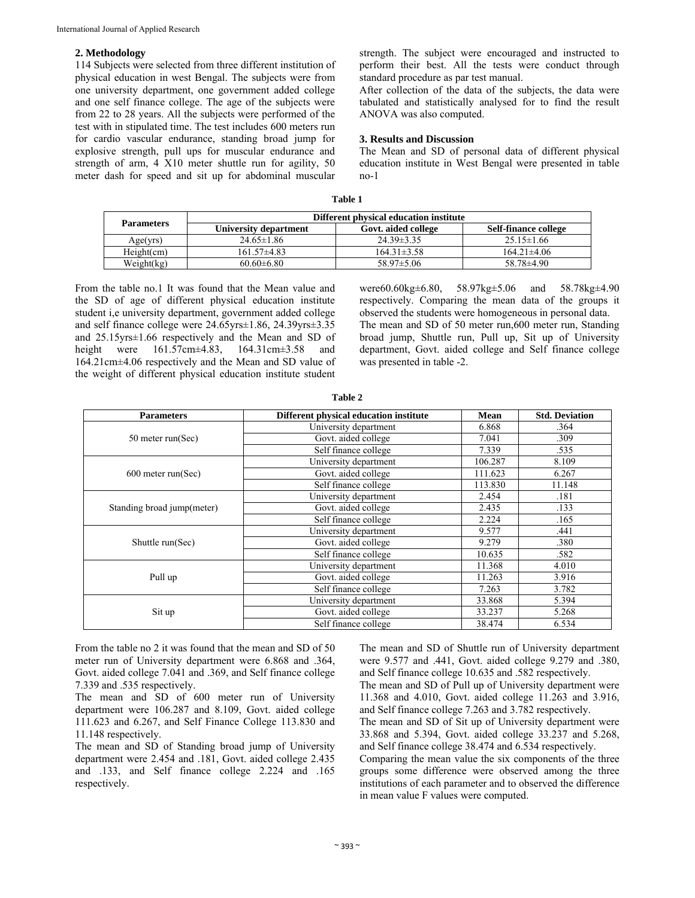## 2. Methodology

114 Subjects were selected from three different institution of physical education in west Bengal. The subjects were from one university department, one government added college and one self finance college. The age of the subjects were from 22 to 28 years. All the subjects were performed of the test with in stipulated time. The test includes 600 meters run for cardio vascular endurance, standing broad jump for explosive strength, pull ups for muscular endurance and strength of arm, 4 X10 meter shuttle run for agility, 50 meter dash for speed and sit up for abdominal muscular strength. The subject were encouraged and instructed to perform their best. All the tests were conduct through standard procedure as par test manual.

After collection of the data of the subjects, the data were tabulated and statistically analysed for to find the result ANOVA was also computed.

## 3. Results and Discussion

The Mean and SD of personal data of different physical education institute in West Bengal were presented in table no-1

**Table 1**

| Parameters | Different physical education institute | | |
|---|---|---|---|
| | University department | Govt. aided college | Self-finance college |
| Age(yrs) | 24.65±1.86 | 24.39±3.35 | 25.15±1.66 |
| Height(cm) | 161.57±4.83 | 164.31±3.58 | 164.21±4.06 |
| Weight(kg) | 60.60±6.80 | 58.97±5.06 | 58.78±4.90 |

From the table no.1 It was found that the Mean value and the SD of age of different physical education institute student i,e university department, government added college and self finance college were 24.65yrs±1.86, 24.39yrs±3.35 and 25.15yrs±1.66 respectively and the Mean and SD of height were 161.57cm±4.83, 164.31cm±3.58 and 164.21cm±4.06 respectively and the Mean and SD value of the weight of different physical education institute student were60.60kg±6.80, 58.97kg±5.06 and 58.78kg±4.90 respectively. Comparing the mean data of the groups it observed the students were homogeneous in personal data.

The mean and SD of 50 meter run,600 meter run, Standing broad jump, Shuttle run, Pull up, Sit up of University department, Govt. aided college and Self finance college was presented in table -2.

**Table 2**

| Parameters | Different physical education institute | Mean | Std. Deviation |
|---|---|---|---|
| 50 meter run(Sec) | University department | 6.868 | .364 |
| | Govt. aided college | 7.041 | .309 |
| | Self finance college | 7.339 | .535 |
| 600 meter run(Sec) | University department | 106.287 | 8.109 |
| | Govt. aided college | 111.623 | 6.267 |
| | Self finance college | 113.830 | 11.148 |
| Standing broad jump(meter) | University department | 2.454 | .181 |
| | Govt. aided college | 2.435 | .133 |
| | Self finance college | 2.224 | .165 |
| Shuttle run(Sec) | University department | 9.577 | .441 |
| | Govt. aided college | 9.279 | .380 |
| | Self finance college | 10.635 | .582 |
| Pull up | University department | 11.368 | 4.010 |
| | Govt. aided college | 11.263 | 3.916 |
| | Self finance college | 7.263 | 3.782 |
| Sit up | University department | 33.868 | 5.394 |
| | Govt. aided college | 33.237 | 5.268 |
| | Self finance college | 38.474 | 6.534 |

From the table no 2 it was found that the mean and SD of 50 meter run of University department were 6.868 and .364, Govt. aided college 7.041 and .369, and Self finance college 7.339 and .535 respectively.

The mean and SD of 600 meter run of University department were 106.287 and 8.109, Govt. aided college 111.623 and 6.267, and Self Finance College 113.830 and 11.148 respectively.

The mean and SD of Standing broad jump of University department were 2.454 and .181, Govt. aided college 2.435 and .133, and Self finance college 2.224 and .165 respectively.

The mean and SD of Shuttle run of University department were 9.577 and .441, Govt. aided college 9.279 and .380, and Self finance college 10.635 and .582 respectively.

The mean and SD of Pull up of University department were 11.368 and 4.010, Govt. aided college 11.263 and 3.916, and Self finance college 7.263 and 3.782 respectively.

The mean and SD of Sit up of University department were 33.868 and 5.394, Govt. aided college 33.237 and 5.268, and Self finance college 38.474 and 6.534 respectively.

Comparing the mean value the six components of the three groups some difference were observed among the three institutions of each parameter and to observed the difference in mean value F values were computed.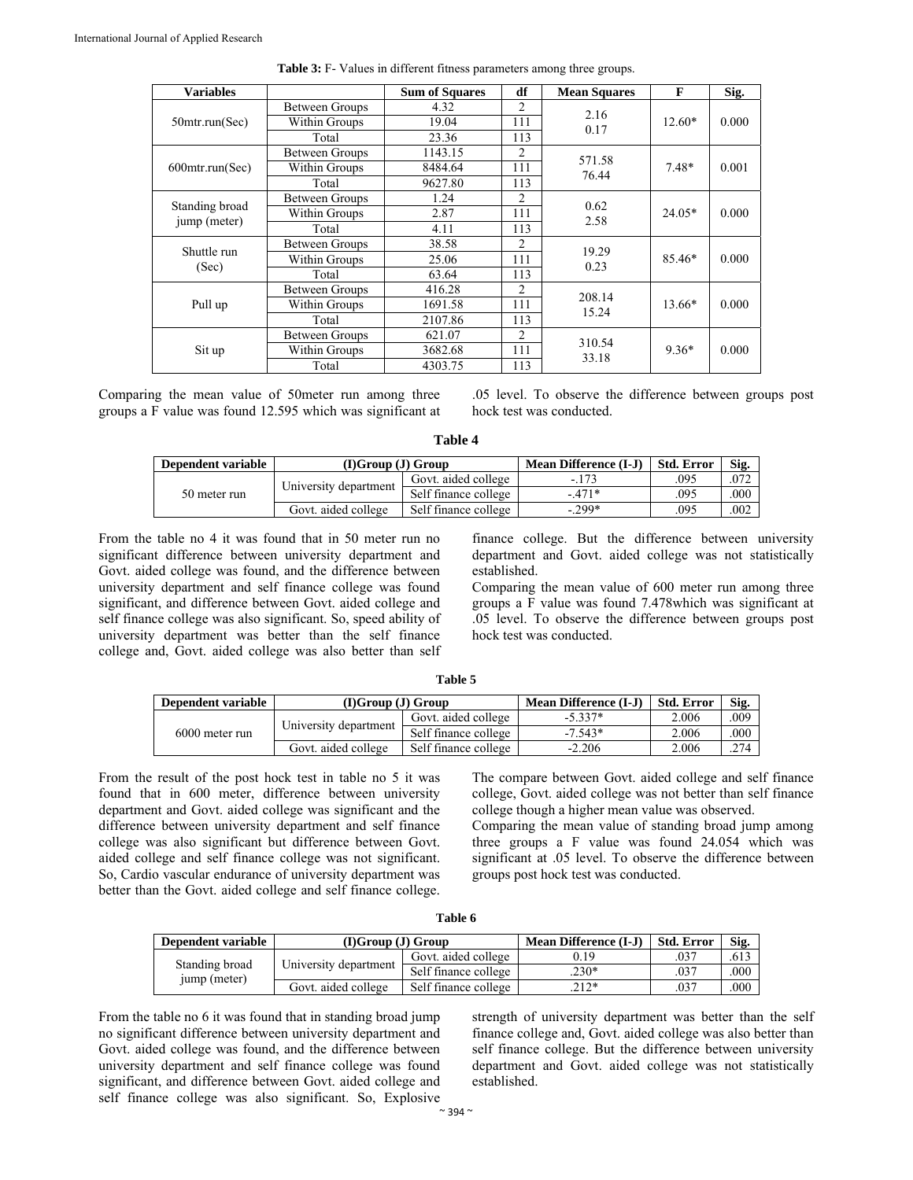**Table 3:** F- Values in different fitness parameters among three groups.

| Variables | | Sum of Squares | df | Mean Squares | F | Sig. |
|---|---|---|---|---|---|---|
| 50mtr.run(Sec) | Between Groups | 4.32 | 2 | 2.16 | 12.60* | 0.000 |
| | Within Groups | 19.04 | 111 | 0.17 | | |
| | Total | 23.36 | 113 | | | |
| 600mtr.run(Sec) | Between Groups | 1143.15 | 2 | 571.58 | 7.48* | 0.001 |
| | Within Groups | 8484.64 | 111 | 76.44 | | |
| | Total | 9627.80 | 113 | | | |
| Standing broad jump (meter) | Between Groups | 1.24 | 2 | 0.62 | 24.05* | 0.000 |
| | Within Groups | 2.87 | 111 | 2.58 | | |
| | Total | 4.11 | 113 | | | |
| Shuttle run (Sec) | Between Groups | 38.58 | 2 | 19.29 | 85.46* | 0.000 |
| | Within Groups | 25.06 | 111 | 0.23 | | |
| | Total | 63.64 | 113 | | | |
| Pull up | Between Groups | 416.28 | 2 | 208.14 | 13.66* | 0.000 |
| | Within Groups | 1691.58 | 111 | 15.24 | | |
| | Total | 2107.86 | 113 | | | |
| Sit up | Between Groups | 621.07 | 2 | 310.54 | 9.36* | 0.000 |
| | Within Groups | 3682.68 | 111 | 33.18 | | |
| | Total | 4303.75 | 113 | | | |

Comparing the mean value of 50meter run among three groups a F value was found 12.595 which was significant at .05 level. To observe the difference between groups post hock test was conducted.

**Table 4**

| Dependent variable | (I)Group | (J) Group | Mean Difference (I-J) | Std. Error | Sig. |
|---|---|---|---|---|---|
| 50 meter run | University department | Govt. aided college | -.173 | .095 | .072 |
| | | Self finance college | -.471* | .095 | .000 |
| | Govt. aided college | Self finance college | -.299* | .095 | .002 |

From the table no 4 it was found that in 50 meter run no significant difference between university department and Govt. aided college was found, and the difference between university department and self finance college was found significant, and difference between Govt. aided college and self finance college was also significant. So, speed ability of university department was better than the self finance college and, Govt. aided college was also better than self finance college. But the difference between university department and Govt. aided college was not statistically established.

Comparing the mean value of 600 meter run among three groups a F value was found 7.478which was significant at .05 level. To observe the difference between groups post hock test was conducted.

**Table 5**

| Dependent variable | (I)Group | (J) Group | Mean Difference (I-J) | Std. Error | Sig. |
|---|---|---|---|---|---|
| 6000 meter run | University department | Govt. aided college | -5.337* | 2.006 | .009 |
| | | Self finance college | -7.543* | 2.006 | .000 |
| | Govt. aided college | Self finance college | -2.206 | 2.006 | .274 |

From the result of the post hock test in table no 5 it was found that in 600 meter, difference between university department and Govt. aided college was significant and the difference between university department and self finance college was also significant but difference between Govt. aided college and self finance college was not significant. So, Cardio vascular endurance of university department was better than the Govt. aided college and self finance college. The compare between Govt. aided college and self finance college, Govt. aided college was not better than self finance college though a higher mean value was observed.

Comparing the mean value of standing broad jump among three groups a F value was found 24.054 which was significant at .05 level. To observe the difference between groups post hock test was conducted.

**Table 6**

| Dependent variable | (I)Group | (J) Group | Mean Difference (I-J) | Std. Error | Sig. |
|---|---|---|---|---|---|
| Standing broad jump (meter) | University department | Govt. aided college | 0.19 | .037 | .613 |
| | | Self finance college | .230* | .037 | .000 |
| | Govt. aided college | Self finance college | .212* | .037 | .000 |

From the table no 6 it was found that in standing broad jump no significant difference between university department and Govt. aided college was found, and the difference between university department and self finance college was found significant, and difference between Govt. aided college and self finance college was also significant. So, Explosive strength of university department was better than the self finance college and, Govt. aided college was also better than self finance college. But the difference between university department and Govt. aided college was not statistically established.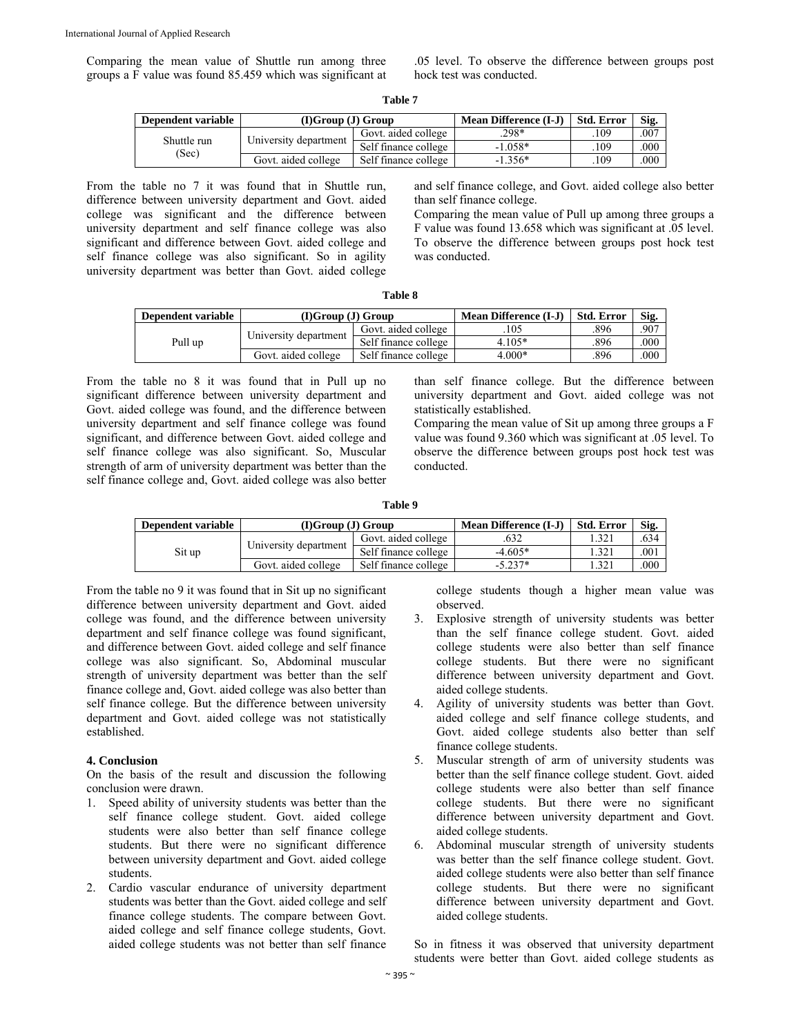Comparing the mean value of Shuttle run among three groups a F value was found 85.459 which was significant at .05 level. To observe the difference between groups post hock test was conducted.

**Table 7**

| Dependent variable | (I)Group (J) Group | | Mean Difference (I-J) | Std. Error | Sig. |
|---|---|---|---|---|---|
| Shuttle run (Sec) | University department | Govt. aided college | .298* | .109 | .007 |
| | | Self finance college | -1.058* | .109 | .000 |
| | Govt. aided college | Self finance college | -1.356* | .109 | .000 |

From the table no 7 it was found that in Shuttle run, difference between university department and Govt. aided college was significant and the difference between university department and self finance college was also significant and difference between Govt. aided college and self finance college was also significant. So in agility university department was better than Govt. aided college and self finance college, and Govt. aided college also better than self finance college.

Comparing the mean value of Pull up among three groups a F value was found 13.658 which was significant at .05 level. To observe the difference between groups post hock test was conducted.

**Table 8**

| Dependent variable | (I)Group (J) Group | | Mean Difference (I-J) | Std. Error | Sig. |
|---|---|---|---|---|---|
| Pull up | University department | Govt. aided college | .105 | .896 | .907 |
| | | Self finance college | 4.105* | .896 | .000 |
| | Govt. aided college | Self finance college | 4.000* | .896 | .000 |

From the table no 8 it was found that in Pull up no significant difference between university department and Govt. aided college was found, and the difference between university department and self finance college was found significant, and difference between Govt. aided college and self finance college was also significant. So, Muscular strength of arm of university department was better than the self finance college and, Govt. aided college was also better than self finance college. But the difference between university department and Govt. aided college was not statistically established.

Comparing the mean value of Sit up among three groups a F value was found 9.360 which was significant at .05 level. To observe the difference between groups post hock test was conducted.

**Table 9**

| Dependent variable | (I)Group (J) Group | | Mean Difference (I-J) | Std. Error | Sig. |
|---|---|---|---|---|---|
| Sit up | University department | Govt. aided college | .632 | 1.321 | .634 |
| | | Self finance college | -4.605* | 1.321 | .001 |
| | Govt. aided college | Self finance college | -5.237* | 1.321 | .000 |

From the table no 9 it was found that in Sit up no significant difference between university department and Govt. aided college was found, and the difference between university department and self finance college was found significant, and difference between Govt. aided college and self finance college was also significant. So, Abdominal muscular strength of university department was better than the self finance college and, Govt. aided college was also better than self finance college. But the difference between university department and Govt. aided college was not statistically established.

## 4. Conclusion

On the basis of the result and discussion the following conclusion were drawn.

1. Speed ability of university students was better than the self finance college student. Govt. aided college students were also better than self finance college students. But there were no significant difference between university department and Govt. aided college students.
2. Cardio vascular endurance of university department students was better than the Govt. aided college and self finance college students. The compare between Govt. aided college and self finance college students, Govt. aided college students was not better than self finance college students though a higher mean value was observed.
3. Explosive strength of university students was better than the self finance college student. Govt. aided college students were also better than self finance college students. But there were no significant difference between university department and Govt. aided college students.
4. Agility of university students was better than Govt. aided college and self finance college students, and Govt. aided college students also better than self finance college students.
5. Muscular strength of arm of university students was better than the self finance college student. Govt. aided college students were also better than self finance college students. But there were no significant difference between university department and Govt. aided college students.
6. Abdominal muscular strength of university students was better than the self finance college student. Govt. aided college students were also better than self finance college students. But there were no significant difference between university department and Govt. aided college students.

So in fitness it was observed that university department students were better than Govt. aided college students as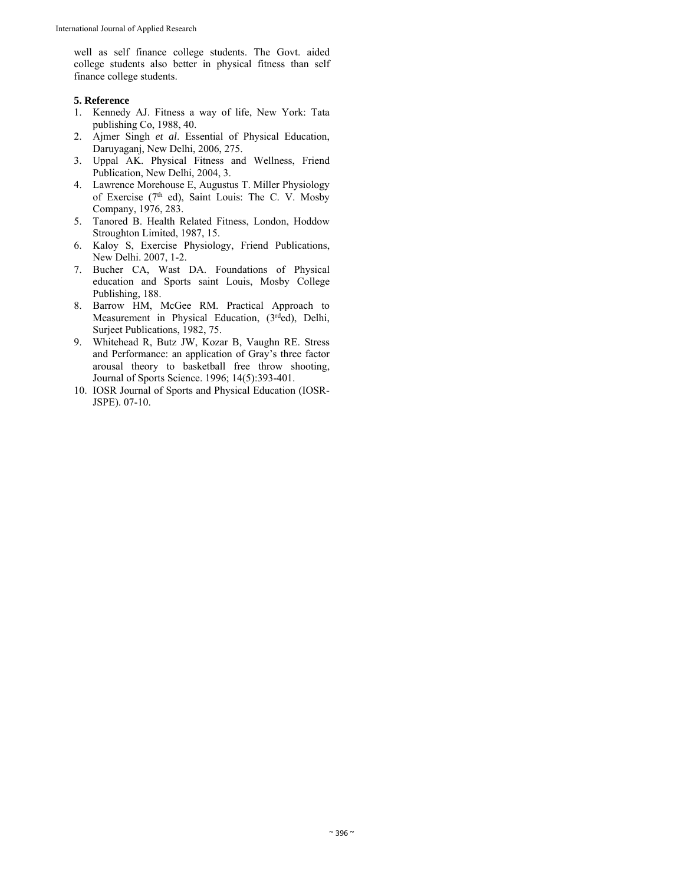well as self finance college students. The Govt. aided college students also better in physical fitness than self finance college students.

### 5. Reference

1. Kennedy AJ. Fitness a way of life, New York: Tata publishing Co, 1988, 40.
2. Ajmer Singh *et al*. Essential of Physical Education, Daruyaganj, New Delhi, 2006, 275.
3. Uppal AK. Physical Fitness and Wellness, Friend Publication, New Delhi, 2004, 3.
4. Lawrence Morehouse E, Augustus T. Miller Physiology of Exercise (7th ed), Saint Louis: The C. V. Mosby Company, 1976, 283.
5. Tanored B. Health Related Fitness, London, Hoddow Stroughton Limited, 1987, 15.
6. Kaloy S, Exercise Physiology, Friend Publications, New Delhi. 2007, 1-2.
7. Bucher CA, Wast DA. Foundations of Physical education and Sports saint Louis, Mosby College Publishing, 188.
8. Barrow HM, McGee RM. Practical Approach to Measurement in Physical Education, (3rd ed), Delhi, Surjeet Publications, 1982, 75.
9. Whitehead R, Butz JW, Kozar B, Vaughn RE. Stress and Performance: an application of Gray's three factor arousal theory to basketball free throw shooting, Journal of Sports Science. 1996; 14(5):393-401.
10. IOSR Journal of Sports and Physical Education (IOSR-JSPE). 07-10.